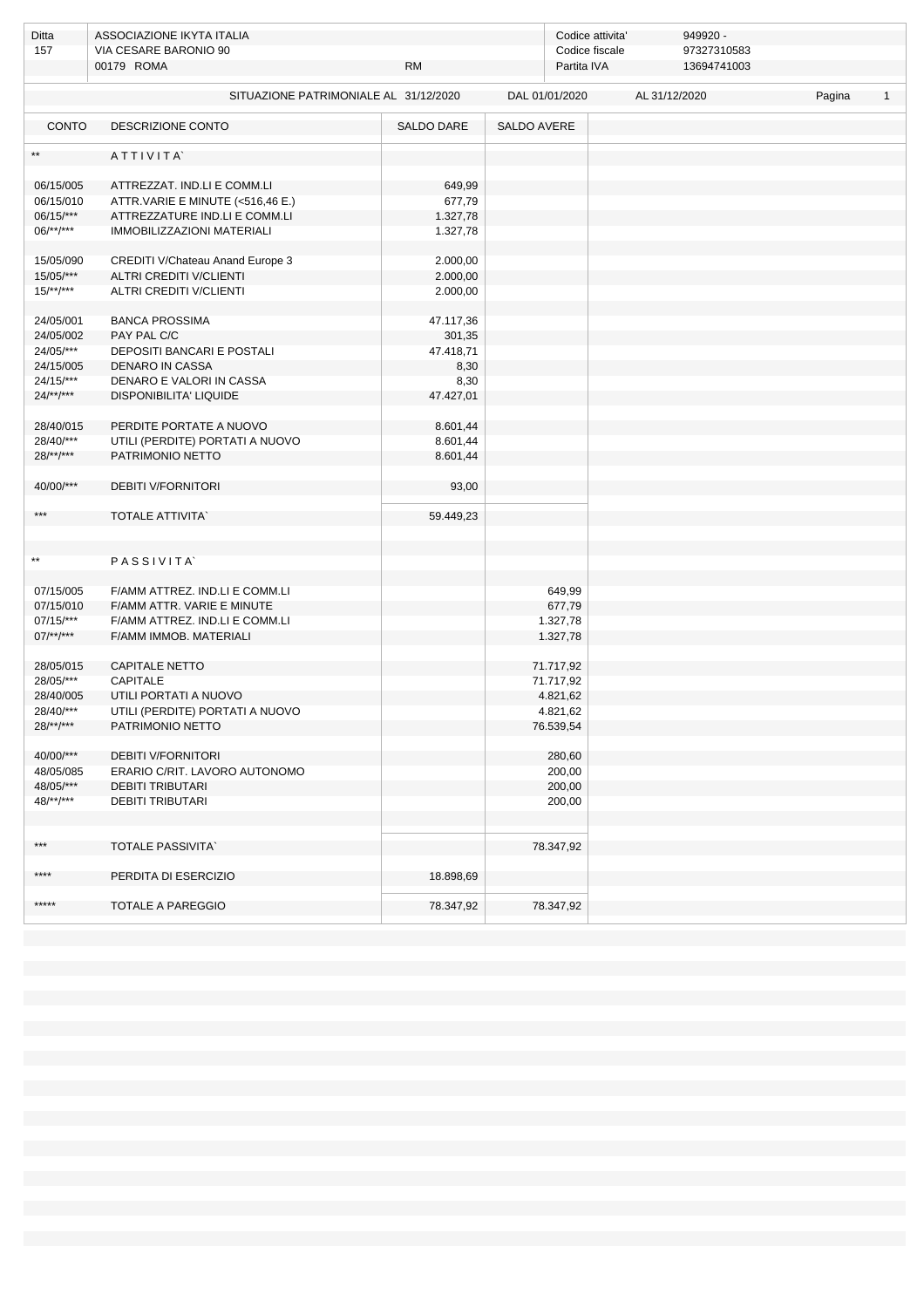| Ditta | ASSOCIAZIONE IKYTA ITALIA | | Codice attivita' | 949920 - |
|---|---|---|---|---|
| 157 | VIA CESARE BARONIO 90 | | Codice fiscale | 97327310583 |
| | 00179 ROMA | RM | Partita IVA | 13694741003 |

SITUAZIONE PATRIMONIALE AL 31/12/2020 — DAL 01/01/2020 — AL 31/12/2020

| CONTO | DESCRIZIONE CONTO | SALDO DARE | SALDO AVERE |
|---|---|---|---|
| ** | A T T I V I T A` | | |
| 06/15/005 | ATTREZZAT. IND.LI E COMM.LI | 649,99 | |
| 06/15/010 | ATTR.VARIE E MINUTE (<516,46 E.) | 677,79 | |
| 06/15/*** | ATTREZZATURE IND.LI E COMM.LI | 1.327,78 | |
| 06/**/*** | IMMOBILIZZAZIONI MATERIALI | 1.327,78 | |
| 15/05/090 | CREDITI V/Chateau Anand Europe 3 | 2.000,00 | |
| 15/05/*** | ALTRI CREDITI V/CLIENTI | 2.000,00 | |
| 15/**/*** | ALTRI CREDITI V/CLIENTI | 2.000,00 | |
| 24/05/001 | BANCA PROSSIMA | 47.117,36 | |
| 24/05/002 | PAY PAL C/C | 301,35 | |
| 24/05/*** | DEPOSITI BANCARI E POSTALI | 47.418,71 | |
| 24/15/005 | DENARO IN CASSA | 8,30 | |
| 24/15/*** | DENARO E VALORI IN CASSA | 8,30 | |
| 24/**/*** | DISPONIBILITA' LIQUIDE | 47.427,01 | |
| 28/40/015 | PERDITE PORTATE A NUOVO | 8.601,44 | |
| 28/40/*** | UTILI (PERDITE) PORTATI A NUOVO | 8.601,44 | |
| 28/**/*** | PATRIMONIO NETTO | 8.601,44 | |
| 40/00/*** | DEBITI V/FORNITORI | 93,00 | |
| *** | TOTALE ATTIVITA` | 59.449,23 | |
| ** | P A S S I V I T A` | | |
| 07/15/005 | F/AMM ATTREZ. IND.LI E COMM.LI | | 649,99 |
| 07/15/010 | F/AMM ATTR. VARIE E MINUTE | | 677,79 |
| 07/15/*** | F/AMM ATTREZ. IND.LI E COMM.LI | | 1.327,78 |
| 07/**/*** | F/AMM IMMOB. MATERIALI | | 1.327,78 |
| 28/05/015 | CAPITALE NETTO | | 71.717,92 |
| 28/05/*** | CAPITALE | | 71.717,92 |
| 28/40/005 | UTILI PORTATI A NUOVO | | 4.821,62 |
| 28/40/*** | UTILI (PERDITE) PORTATI A NUOVO | | 4.821,62 |
| 28/**/*** | PATRIMONIO NETTO | | 76.539,54 |
| 40/00/*** | DEBITI V/FORNITORI | | 280,60 |
| 48/05/085 | ERARIO C/RIT. LAVORO AUTONOMO | | 200,00 |
| 48/05/*** | DEBITI TRIBUTARI | | 200,00 |
| 48/**/*** | DEBITI TRIBUTARI | | 200,00 |
| *** | TOTALE PASSIVITA` | | 78.347,92 |
| **** | PERDITA DI ESERCIZIO | 18.898,69 | |
| ***** | TOTALE A PAREGGIO | 78.347,92 | 78.347,92 |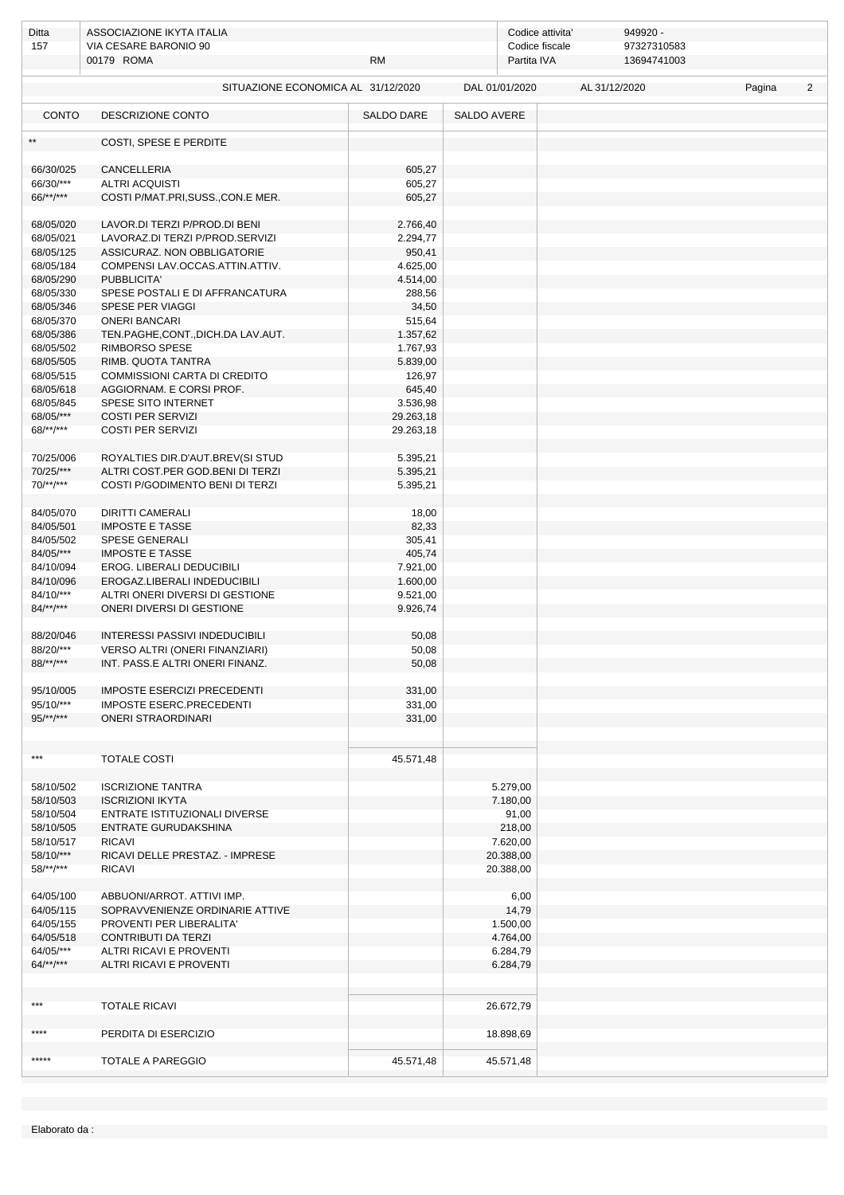| Ditta | ASSOCIAZIONE IKYTA ITALIA | | Codice attivita' | 949920 - |
|---|---|---|---|---|
| 157 | VIA CESARE BARONIO 90 | | Codice fiscale | 97327310583 |
| | 00179 ROMA | RM | Partita IVA | 13694741003 |

SITUAZIONE ECONOMICA AL 31/12/2020 DAL 01/01/2020 AL 31/12/2020

| CONTO | DESCRIZIONE CONTO | SALDO DARE | SALDO AVERE |
|---|---|---|---|
| ** | COSTI, SPESE E PERDITE | | |
| 66/30/025 | CANCELLERIA | 605,27 | |
| 66/30/*** | ALTRI ACQUISTI | 605,27 | |
| 66/**/*** | COSTI P/MAT.PRI,SUSS.,CON.E MER. | 605,27 | |
| 68/05/020 | LAVOR.DI TERZI P/PROD.DI BENI | 2.766,40 | |
| 68/05/021 | LAVORAZ.DI TERZI P/PROD.SERVIZI | 2.294,77 | |
| 68/05/125 | ASSICURAZ. NON OBBLIGATORIE | 950,41 | |
| 68/05/184 | COMPENSI LAV.OCCAS.ATTIN.ATTIV. | 4.625,00 | |
| 68/05/290 | PUBBLICITA' | 4.514,00 | |
| 68/05/330 | SPESE POSTALI E DI AFFRANCATURA | 288,56 | |
| 68/05/346 | SPESE PER VIAGGI | 34,50 | |
| 68/05/370 | ONERI BANCARI | 515,64 | |
| 68/05/386 | TEN.PAGHE,CONT.,DICH.DA LAV.AUT. | 1.357,62 | |
| 68/05/502 | RIMBORSO SPESE | 1.767,93 | |
| 68/05/505 | RIMB. QUOTA TANTRA | 5.839,00 | |
| 68/05/515 | COMMISSIONI CARTA DI CREDITO | 126,97 | |
| 68/05/618 | AGGIORNAM. E CORSI PROF. | 645,40 | |
| 68/05/845 | SPESE SITO INTERNET | 3.536,98 | |
| 68/05/*** | COSTI PER SERVIZI | 29.263,18 | |
| 68/**/*** | COSTI PER SERVIZI | 29.263,18 | |
| 70/25/006 | ROYALTIES DIR.D'AUT.BREV(SI STUD | 5.395,21 | |
| 70/25/*** | ALTRI COST.PER GOD.BENI DI TERZI | 5.395,21 | |
| 70/**/*** | COSTI P/GODIMENTO BENI DI TERZI | 5.395,21 | |
| 84/05/070 | DIRITTI CAMERALI | 18,00 | |
| 84/05/501 | IMPOSTE E TASSE | 82,33 | |
| 84/05/502 | SPESE GENERALI | 305,41 | |
| 84/05/*** | IMPOSTE E TASSE | 405,74 | |
| 84/10/094 | EROG. LIBERALI DEDUCIBILI | 7.921,00 | |
| 84/10/096 | EROGAZ.LIBERALI INDEDUCIBILI | 1.600,00 | |
| 84/10/*** | ALTRI ONERI DIVERSI DI GESTIONE | 9.521,00 | |
| 84/**/*** | ONERI DIVERSI DI GESTIONE | 9.926,74 | |
| 88/20/046 | INTERESSI PASSIVI INDEDUCIBILI | 50,08 | |
| 88/20/*** | VERSO ALTRI (ONERI FINANZIARI) | 50,08 | |
| 88/**/*** | INT. PASS.E ALTRI ONERI FINANZ. | 50,08 | |
| 95/10/005 | IMPOSTE ESERCIZI PRECEDENTI | 331,00 | |
| 95/10/*** | IMPOSTE ESERC.PRECEDENTI | 331,00 | |
| 95/**/*** | ONERI STRAORDINARI | 331,00 | |
| *** | TOTALE COSTI | 45.571,48 | |
| 58/10/502 | ISCRIZIONE TANTRA | | 5.279,00 |
| 58/10/503 | ISCRIZIONI IKYTA | | 7.180,00 |
| 58/10/504 | ENTRATE ISTITUZIONALI DIVERSE | | 91,00 |
| 58/10/505 | ENTRATE GURUDAKSHINA | | 218,00 |
| 58/10/517 | RICAVI | | 7.620,00 |
| 58/10/*** | RICAVI DELLE PRESTAZ. - IMPRESE | | 20.388,00 |
| 58/**/*** | RICAVI | | 20.388,00 |
| 64/05/100 | ABBUONI/ARROT. ATTIVI IMP. | | 6,00 |
| 64/05/115 | SOPRAVVENIENZE ORDINARIE ATTIVE | | 14,79 |
| 64/05/155 | PROVENTI PER LIBERALITA' | | 1.500,00 |
| 64/05/518 | CONTRIBUTI DA TERZI | | 4.764,00 |
| 64/05/*** | ALTRI RICAVI E PROVENTI | | 6.284,79 |
| 64/**/*** | ALTRI RICAVI E PROVENTI | | 6.284,79 |
| *** | TOTALE RICAVI | | 26.672,79 |
| **** | PERDITA DI ESERCIZIO | | 18.898,69 |
| ***** | TOTALE A PAREGGIO | 45.571,48 | 45.571,48 |

Elaborato da :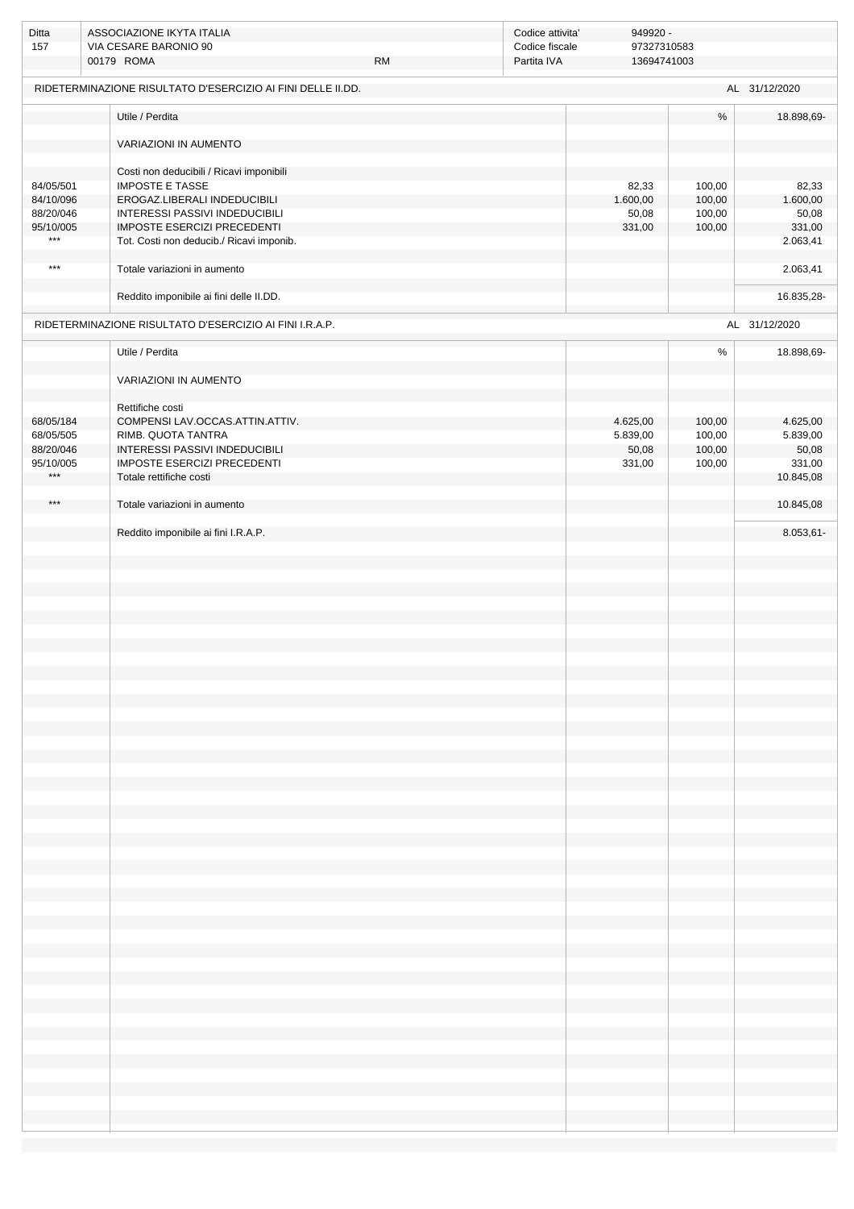| | | | | |
|---|---|---|---|---|
| Ditta | ASSOCIAZIONE IKYTA ITALIA | | Codice attivita' | 949920 - |
| 157 | VIA CESARE BARONIO 90 | | Codice fiscale | 97327310583 |
| | 00179 ROMA | RM | Partita IVA | 13694741003 |

## RIDETERMINAZIONE RISULTATO D'ESERCIZIO AI FINI DELLE II.DD. — AL 31/12/2020

| | | | | |
|---|---|---|---|---|
| | Utile / Perdita | | % | 18.898,69- |
| | VARIAZIONI IN AUMENTO | | | |
| | Costi non deducibili / Ricavi imponibili | | | |
| 84/05/501 | IMPOSTE E TASSE | 82,33 | 100,00 | 82,33 |
| 84/10/096 | EROGAZ.LIBERALI INDEDUCIBILI | 1.600,00 | 100,00 | 1.600,00 |
| 88/20/046 | INTERESSI PASSIVI INDEDUCIBILI | 50,08 | 100,00 | 50,08 |
| 95/10/005 | IMPOSTE ESERCIZI PRECEDENTI | 331,00 | 100,00 | 331,00 |
| *** | Tot. Costi non deducib./ Ricavi imponib. | | | 2.063,41 |
| *** | Totale variazioni in aumento | | | 2.063,41 |
| | Reddito imponibile ai fini delle II.DD. | | | 16.835,28- |

## RIDETERMINAZIONE RISULTATO D'ESERCIZIO AI FINI I.R.A.P. — AL 31/12/2020

| | | | | |
|---|---|---|---|---|
| | Utile / Perdita | | % | 18.898,69- |
| | VARIAZIONI IN AUMENTO | | | |
| | Rettifiche costi | | | |
| 68/05/184 | COMPENSI LAV.OCCAS.ATTIN.ATTIV. | 4.625,00 | 100,00 | 4.625,00 |
| 68/05/505 | RIMB. QUOTA TANTRA | 5.839,00 | 100,00 | 5.839,00 |
| 88/20/046 | INTERESSI PASSIVI INDEDUCIBILI | 50,08 | 100,00 | 50,08 |
| 95/10/005 | IMPOSTE ESERCIZI PRECEDENTI | 331,00 | 100,00 | 331,00 |
| *** | Totale rettifiche costi | | | 10.845,08 |
| *** | Totale variazioni in aumento | | | 10.845,08 |
| | Reddito imponibile ai fini I.R.A.P. | | | 8.053,61- |